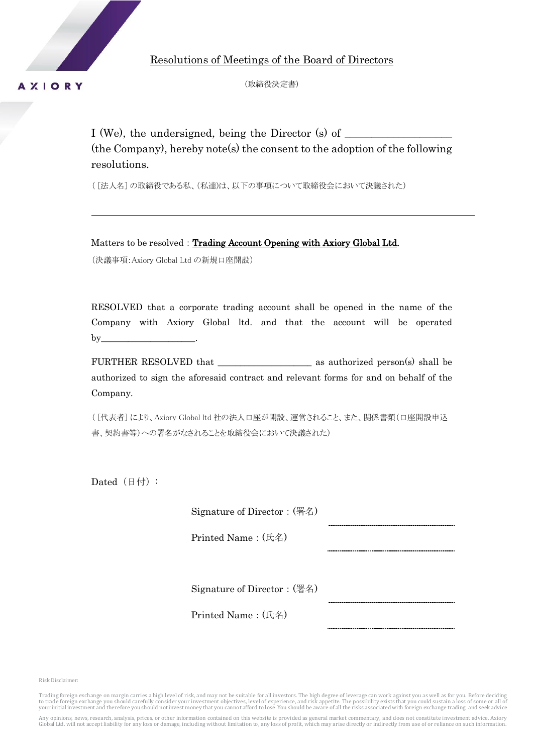AXIORY

# Resolutions of Meetings of the Board of Directors

（取締役決定書）

I (We), the undersigned, being the Director (s) of ____________________ (the Company), hereby note(s) the consent to the adoption of the following resolutions.

( [法人名] の取締役である私、(私達)は、以下の事項について取締役会において決議された)

---

Matters to be resolved：**Trading Account Opening with Axiory Global Ltd.**

（決議事項:Axiory Global Ltd の新規口座開設）

RESOLVED that a corporate trading account shall be opened in the name of the Company with Axiory Global ltd. and that the account will be operated by______________________.

FURTHER RESOLVED that ____________________ as authorized person(s) shall be authorized to sign the aforesaid contract and relevant forms for and on behalf of the Company.

( [代表者] により、Axiory Global ltd 社の法人口座が開設、運営されること、また、関係書類（口座開設申込書、契約書等）への署名がなされることを取締役会において決議された)

Dated（日付）：

Signature of Director：(署名) ..............................

Printed Name：(氏名) ..............................

Signature of Director：(署名) ..............................

Printed Name：(氏名) ..............................

Risk Disclaimer:

Trading foreign exchange on margin carries a high level of risk, and may not be suitable for all investors. The high degree of leverage can work against you as well as for you. Before deciding to trade foreign exchange you should carefully consider your investment objectives, level of experience, and risk appetite. The possibility exists that you could sustain a loss of some or all of your initial investment and therefore you should not invest money that you cannot afford to lose You should be aware of all the risks associated with foreign exchange trading and seek advice

Any opinions, news, research, analysis, prices, or other information contained on this website is provided as general market commentary, and does not constitute investment advice. Axiory Global Ltd. will not accept liability for any loss or damage, including without limitation to, any loss of profit, which may arise directly or indirectly from use of or reliance on such information.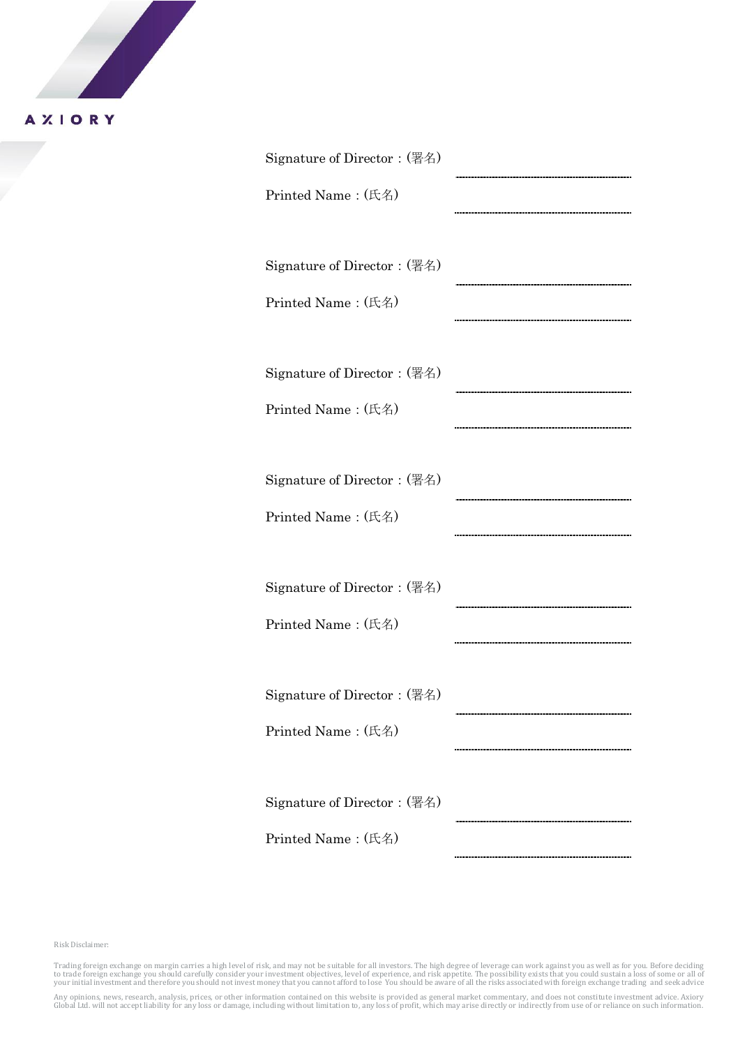AXIORY

Signature of Director : (署名) ..................................................

Printed Name : (氏名) ..................................................

Signature of Director : (署名) ..................................................

Printed Name : (氏名) ..................................................

Signature of Director : (署名) ..................................................

Printed Name : (氏名) ..................................................

Signature of Director : (署名) ..................................................

Printed Name : (氏名) ..................................................

Signature of Director : (署名) ..................................................

Printed Name : (氏名) ..................................................

Signature of Director : (署名) ..................................................

Printed Name : (氏名) ..................................................

Signature of Director : (署名) ..................................................

Printed Name : (氏名) ..................................................

Risk Disclaimer:

Trading foreign exchange on margin carries a high level of risk, and may not be suitable for all investors. The high degree of leverage can work against you as well as for you. Before deciding to trade foreign exchange you should carefully consider your investment objectives, level of experience, and risk appetite. The possibility exists that you could sustain a loss of some or all of your initial investment and therefore you should not invest money that you cannot afford to lose You should be aware of all the risks associated with foreign exchange trading and seek advice

Any opinions, news, research, analysis, prices, or other information contained on this website is provided as general market commentary, and does not constitute investment advice. Axiory Global Ltd. will not accept liability for any loss or damage, including without limitation to, any loss of profit, which may arise directly or indirectly from use of or reliance on such information.